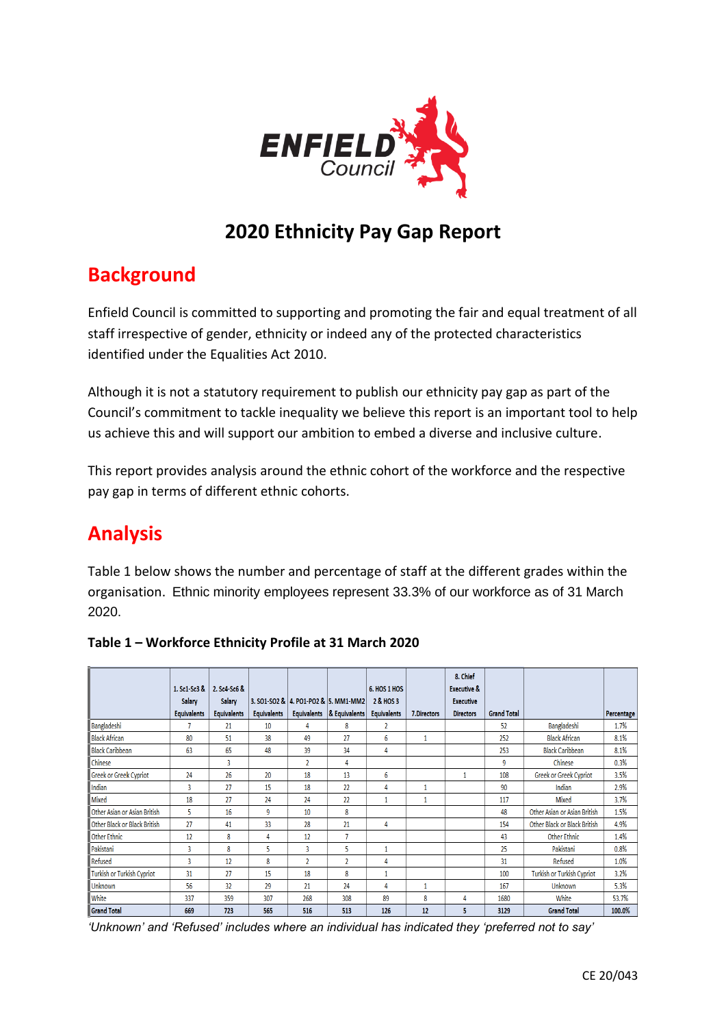# 2020 Ethnicity Pay Gap Report

## Background

Enfield Council is committed to supporting and promoting the fair and equal treatment of all staff irrespective of gender, ethnicity or indeed any of the protected characteristics identified under the Equalities Act 2010.

Although it is not a statutory requirement to publish our ethnicity pay gap as part of the Council's commitment to tackle inequality we believe this report is an important tool to help us achieve this and will support our ambition to embed a diverse and inclusive culture.

This report provides analysis around the ethnic cohort of the workforce and the respective pay gap in terms of different ethnic cohorts.

## Analysis

Table 1 below shows the number and percentage of staff at the different grades within the organisation. Ethnic minority employees represent 33.3% of our workforce as of 31 March 2020.

**Table 1 – Workforce Ethnicity Profile at 31 March 2020**

| | 1. Sc1-Sc3 & Salary Equivalents | 2. Sc4-Sc6 & Salary Equivalents | 3. SO1-SO2 & Equivalents | 4. PO1-PO2 & Equivalents | 5. MM1-MM2 & Equivalents | 6. HOS 1 HOS 2 & HOS 3 Equivalents | 7.Directors | 8. Chief Executive & Executive Directors | Grand Total | | Percentage |
|---|---|---|---|---|---|---|---|---|---|---|---|
| Bangladeshi | 7 | 21 | 10 | 4 | 8 | 2 | | | 52 | Bangladeshi | 1.7% |
| Black African | 80 | 51 | 38 | 49 | 27 | 6 | 1 | | 252 | Black African | 8.1% |
| Black Caribbean | 63 | 65 | 48 | 39 | 34 | 4 | | | 253 | Black Caribbean | 8.1% |
| Chinese | | 3 | | 2 | 4 | | | | 9 | Chinese | 0.3% |
| Greek or Greek Cypriot | 24 | 26 | 20 | 18 | 13 | 6 | | 1 | 108 | Greek or Greek Cypriot | 3.5% |
| Indian | 3 | 27 | 15 | 18 | 22 | 4 | 1 | | 90 | Indian | 2.9% |
| Mixed | 18 | 27 | 24 | 24 | 22 | 1 | 1 | | 117 | Mixed | 3.7% |
| Other Asian or Asian British | 5 | 16 | 9 | 10 | 8 | | | | 48 | Other Asian or Asian British | 1.5% |
| Other Black or Black British | 27 | 41 | 33 | 28 | 21 | 4 | | | 154 | Other Black or Black British | 4.9% |
| Other Ethnic | 12 | 8 | 4 | 12 | 7 | | | | 43 | Other Ethnic | 1.4% |
| Pakistani | 3 | 8 | 5 | 3 | 5 | 1 | | | 25 | Pakistani | 0.8% |
| Refused | 3 | 12 | 8 | 2 | 2 | 4 | | | 31 | Refused | 1.0% |
| Turkish or Turkish Cypriot | 31 | 27 | 15 | 18 | 8 | 1 | | | 100 | Turkish or Turkish Cypriot | 3.2% |
| Unknown | 56 | 32 | 29 | 21 | 24 | 4 | 1 | | 167 | Unknown | 5.3% |
| White | 337 | 359 | 307 | 268 | 308 | 89 | 8 | 4 | 1680 | White | 53.7% |
| **Grand Total** | **669** | **723** | **565** | **516** | **513** | **126** | **12** | **5** | **3129** | **Grand Total** | **100.0%** |

*'Unknown' and 'Refused' includes where an individual has indicated they 'preferred not to say'*

CE 20/043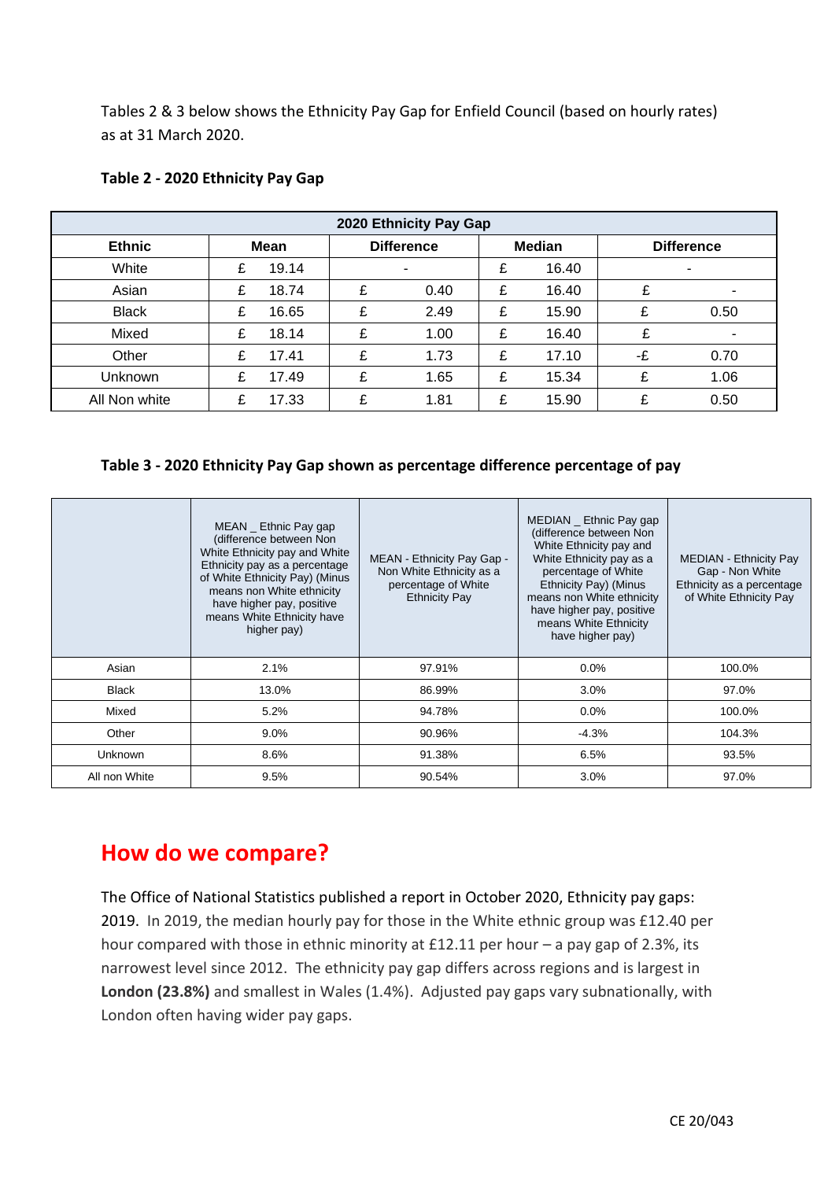Tables 2 & 3 below shows the Ethnicity Pay Gap for Enfield Council (based on hourly rates) as at 31 March 2020.

**Table 2 - 2020 Ethnicity Pay Gap**

| 2020 Ethnicity Pay Gap | | | | |
|---|---|---|---|---|
| **Ethnic** | **Mean** | **Difference** | **Median** | **Difference** |
| White | £ 19.14 | - | £ 16.40 | - |
| Asian | £ 18.74 | £ 0.40 | £ 16.40 | £ - |
| Black | £ 16.65 | £ 2.49 | £ 15.90 | £ 0.50 |
| Mixed | £ 18.14 | £ 1.00 | £ 16.40 | £ - |
| Other | £ 17.41 | £ 1.73 | £ 17.10 | -£ 0.70 |
| Unknown | £ 17.49 | £ 1.65 | £ 15.34 | £ 1.06 |
| All Non white | £ 17.33 | £ 1.81 | £ 15.90 | £ 0.50 |

**Table 3 - 2020 Ethnicity Pay Gap shown as percentage difference percentage of pay**

| | MEAN _ Ethnic Pay gap (difference between Non White Ethnicity pay and White Ethnicity pay as a percentage of White Ethnicity Pay) (Minus means non White ethnicity have higher pay, positive means White Ethnicity have higher pay) | MEAN - Ethnicity Pay Gap - Non White Ethnicity as a percentage of White Ethnicity Pay | MEDIAN _ Ethnic Pay gap (difference between Non White Ethnicity pay and White Ethnicity pay as a percentage of White Ethnicity Pay) (Minus means non White ethnicity have higher pay, positive means White Ethnicity have higher pay) | MEDIAN - Ethnicity Pay Gap - Non White Ethnicity as a percentage of White Ethnicity Pay |
|---|---|---|---|---|
| Asian | 2.1% | 97.91% | 0.0% | 100.0% |
| Black | 13.0% | 86.99% | 3.0% | 97.0% |
| Mixed | 5.2% | 94.78% | 0.0% | 100.0% |
| Other | 9.0% | 90.96% | -4.3% | 104.3% |
| Unknown | 8.6% | 91.38% | 6.5% | 93.5% |
| All non White | 9.5% | 90.54% | 3.0% | 97.0% |

## How do we compare?

The Office of National Statistics published a report in October 2020, Ethnicity pay gaps: 2019. In 2019, the median hourly pay for those in the White ethnic group was £12.40 per hour compared with those in ethnic minority at £12.11 per hour – a pay gap of 2.3%, its narrowest level since 2012. The ethnicity pay gap differs across regions and is largest in **London (23.8%)** and smallest in Wales (1.4%). Adjusted pay gaps vary subnationally, with London often having wider pay gaps.

CE 20/043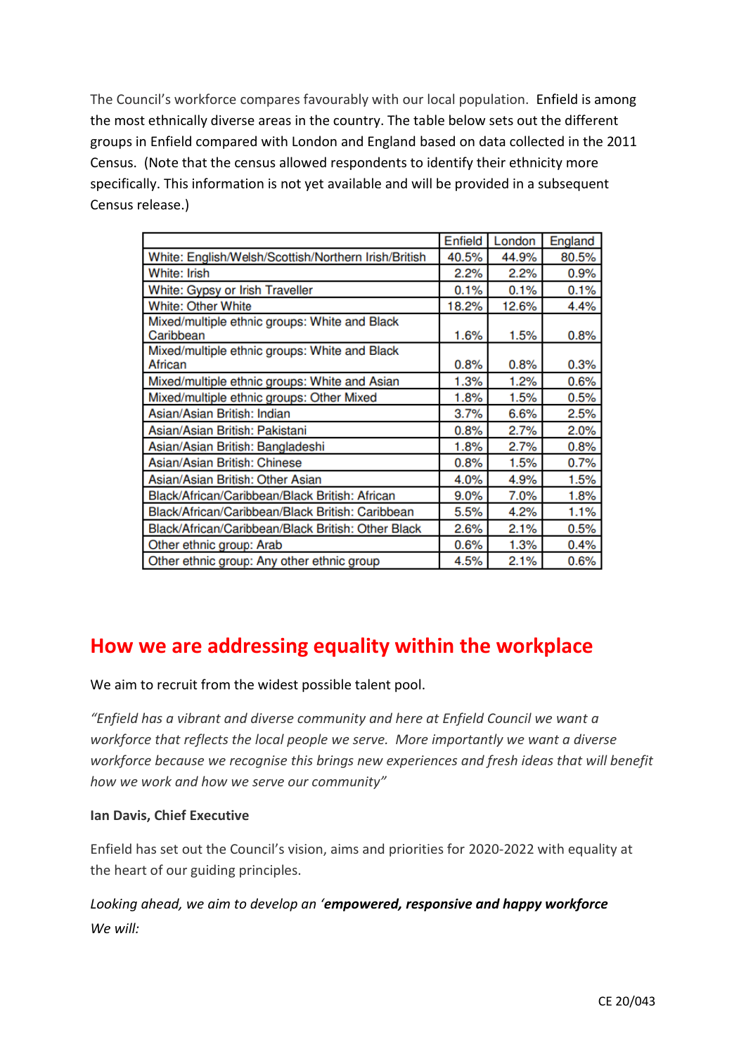The Council's workforce compares favourably with our local population. Enfield is among the most ethnically diverse areas in the country. The table below sets out the different groups in Enfield compared with London and England based on data collected in the 2011 Census. (Note that the census allowed respondents to identify their ethnicity more specifically. This information is not yet available and will be provided in a subsequent Census release.)

| | Enfield | London | England |
|---|---|---|---|
| White: English/Welsh/Scottish/Northern Irish/British | 40.5% | 44.9% | 80.5% |
| White: Irish | 2.2% | 2.2% | 0.9% |
| White: Gypsy or Irish Traveller | 0.1% | 0.1% | 0.1% |
| White: Other White | 18.2% | 12.6% | 4.4% |
| Mixed/multiple ethnic groups: White and Black Caribbean | 1.6% | 1.5% | 0.8% |
| Mixed/multiple ethnic groups: White and Black African | 0.8% | 0.8% | 0.3% |
| Mixed/multiple ethnic groups: White and Asian | 1.3% | 1.2% | 0.6% |
| Mixed/multiple ethnic groups: Other Mixed | 1.8% | 1.5% | 0.5% |
| Asian/Asian British: Indian | 3.7% | 6.6% | 2.5% |
| Asian/Asian British: Pakistani | 0.8% | 2.7% | 2.0% |
| Asian/Asian British: Bangladeshi | 1.8% | 2.7% | 0.8% |
| Asian/Asian British: Chinese | 0.8% | 1.5% | 0.7% |
| Asian/Asian British: Other Asian | 4.0% | 4.9% | 1.5% |
| Black/African/Caribbean/Black British: African | 9.0% | 7.0% | 1.8% |
| Black/African/Caribbean/Black British: Caribbean | 5.5% | 4.2% | 1.1% |
| Black/African/Caribbean/Black British: Other Black | 2.6% | 2.1% | 0.5% |
| Other ethnic group: Arab | 0.6% | 1.3% | 0.4% |
| Other ethnic group: Any other ethnic group | 4.5% | 2.1% | 0.6% |

## How we are addressing equality within the workplace

We aim to recruit from the widest possible talent pool.

*"Enfield has a vibrant and diverse community and here at Enfield Council we want a workforce that reflects the local people we serve. More importantly we want a diverse workforce because we recognise this brings new experiences and fresh ideas that will benefit how we work and how we serve our community"*

**Ian Davis, Chief Executive**

Enfield has set out the Council's vision, aims and priorities for 2020-2022 with equality at the heart of our guiding principles.

*Looking ahead, we aim to develop an '**empowered, responsive and happy workforce***

*We will:*

CE 20/043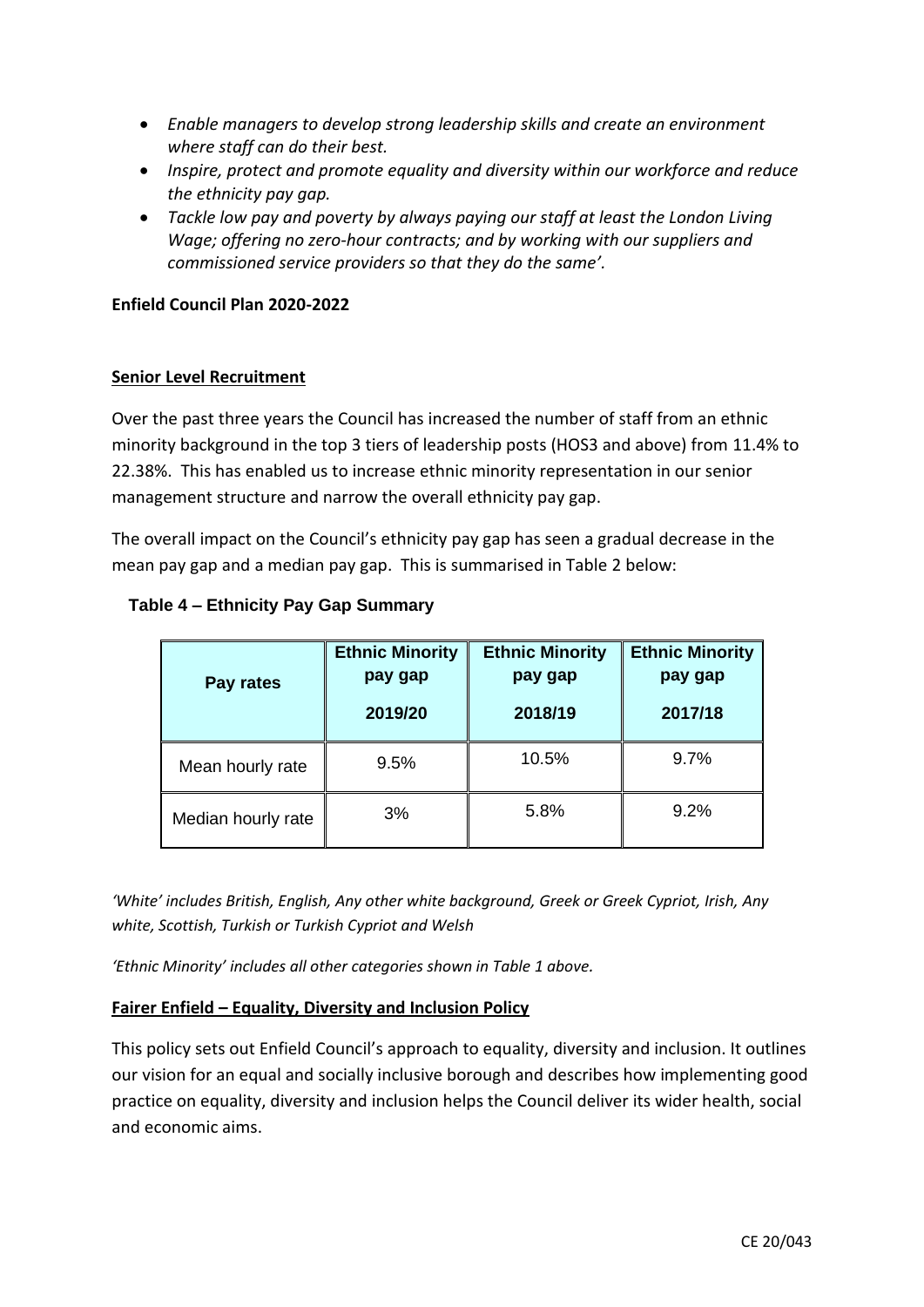- *Enable managers to develop strong leadership skills and create an environment where staff can do their best.*
- *Inspire, protect and promote equality and diversity within our workforce and reduce the ethnicity pay gap.*
- *Tackle low pay and poverty by always paying our staff at least the London Living Wage; offering no zero-hour contracts; and by working with our suppliers and commissioned service providers so that they do the same'.*

**Enfield Council Plan 2020-2022**

**Senior Level Recruitment**

Over the past three years the Council has increased the number of staff from an ethnic minority background in the top 3 tiers of leadership posts (HOS3 and above) from 11.4% to 22.38%. This has enabled us to increase ethnic minority representation in our senior management structure and narrow the overall ethnicity pay gap.

The overall impact on the Council's ethnicity pay gap has seen a gradual decrease in the mean pay gap and a median pay gap. This is summarised in Table 2 below:

**Table 4 – Ethnicity Pay Gap Summary**

| Pay rates | Ethnic Minority pay gap 2019/20 | Ethnic Minority pay gap 2018/19 | Ethnic Minority pay gap 2017/18 |
|---|---|---|---|
| Mean hourly rate | 9.5% | 10.5% | 9.7% |
| Median hourly rate | 3% | 5.8% | 9.2% |

*'White' includes British, English, Any other white background, Greek or Greek Cypriot, Irish, Any white, Scottish, Turkish or Turkish Cypriot and Welsh*

*'Ethnic Minority' includes all other categories shown in Table 1 above.*

**Fairer Enfield – Equality, Diversity and Inclusion Policy**

This policy sets out Enfield Council's approach to equality, diversity and inclusion. It outlines our vision for an equal and socially inclusive borough and describes how implementing good practice on equality, diversity and inclusion helps the Council deliver its wider health, social and economic aims.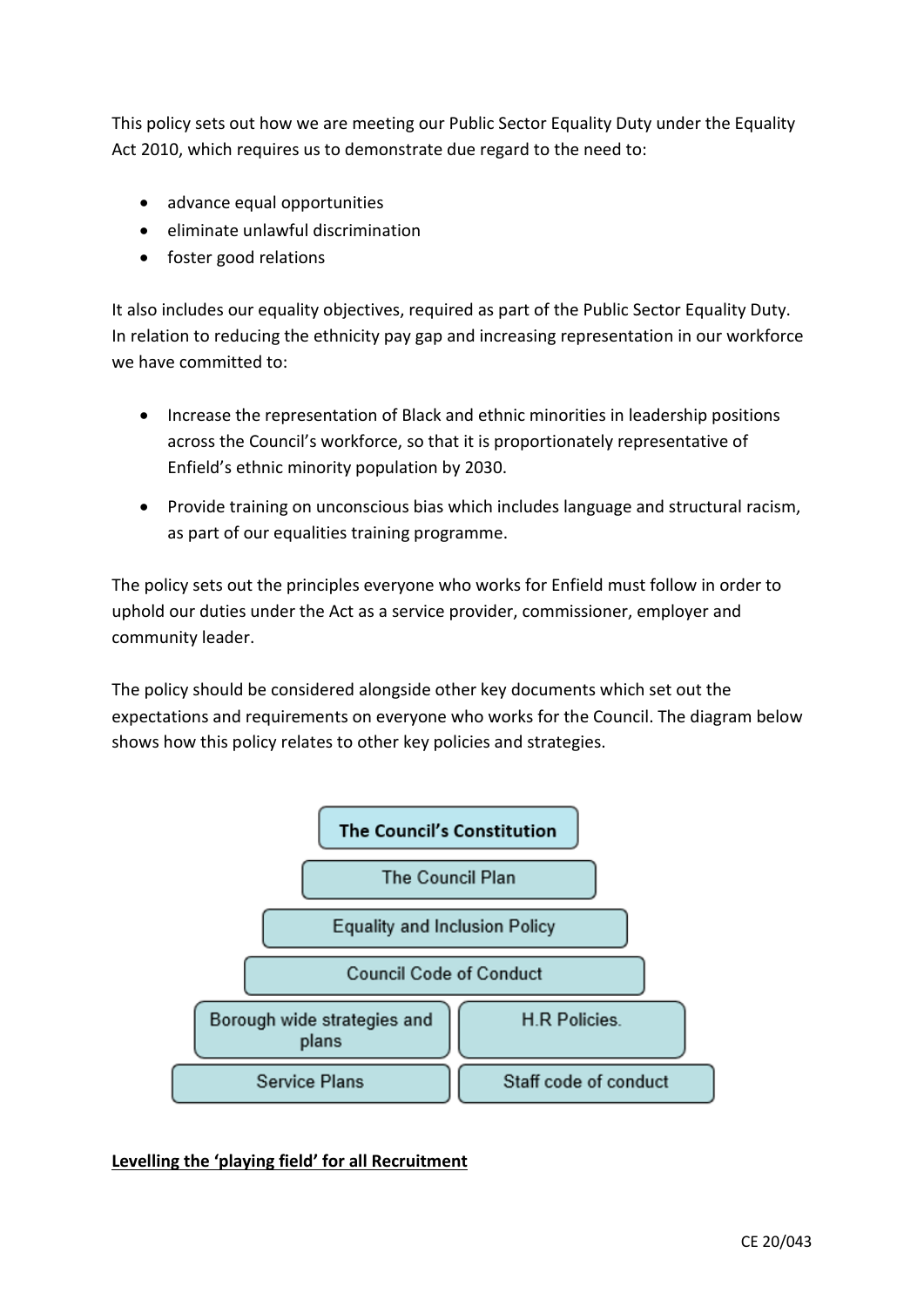This policy sets out how we are meeting our Public Sector Equality Duty under the Equality Act 2010, which requires us to demonstrate due regard to the need to:

- advance equal opportunities
- eliminate unlawful discrimination
- foster good relations

It also includes our equality objectives, required as part of the Public Sector Equality Duty. In relation to reducing the ethnicity pay gap and increasing representation in our workforce we have committed to:

- Increase the representation of Black and ethnic minorities in leadership positions across the Council's workforce, so that it is proportionately representative of Enfield's ethnic minority population by 2030.
- Provide training on unconscious bias which includes language and structural racism, as part of our equalities training programme.

The policy sets out the principles everyone who works for Enfield must follow in order to uphold our duties under the Act as a service provider, commissioner, employer and community leader.

The policy should be considered alongside other key documents which set out the expectations and requirements on everyone who works for the Council. The diagram below shows how this policy relates to other key policies and strategies.

**The Council's Constitution**

The Council Plan

Equality and Inclusion Policy

Council Code of Conduct

| Borough wide strategies and plans | H.R Policies. |
| --- | --- |
| Service Plans | Staff code of conduct |

**Levelling the 'playing field' for all Recruitment**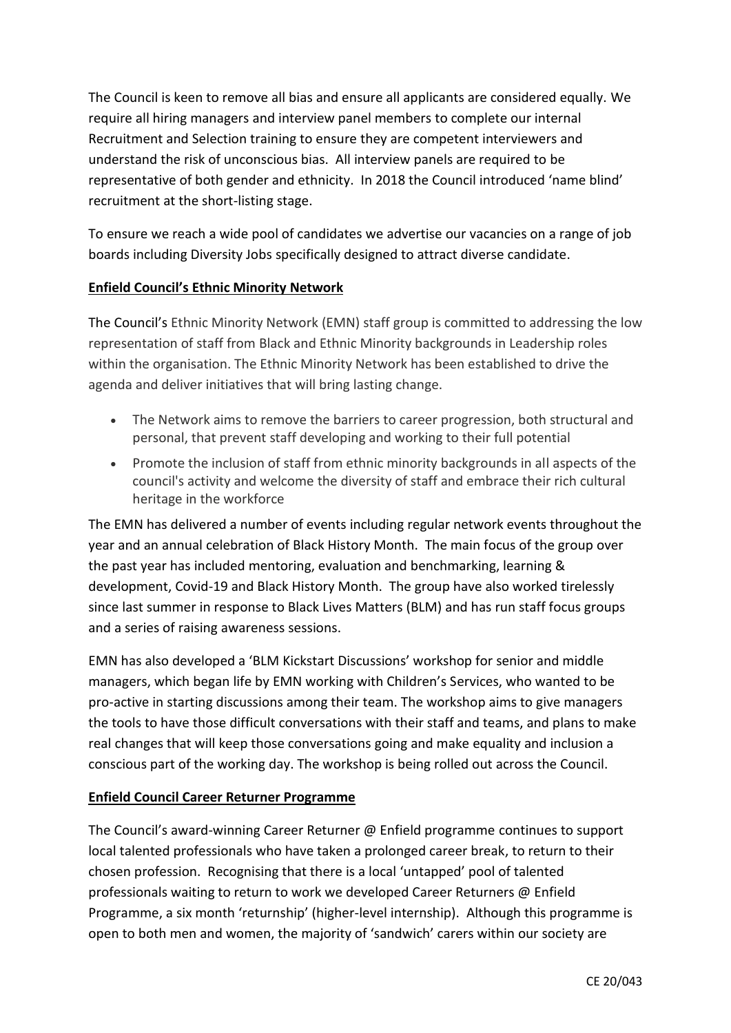The Council is keen to remove all bias and ensure all applicants are considered equally. We require all hiring managers and interview panel members to complete our internal Recruitment and Selection training to ensure they are competent interviewers and understand the risk of unconscious bias. All interview panels are required to be representative of both gender and ethnicity. In 2018 the Council introduced 'name blind' recruitment at the short-listing stage.

To ensure we reach a wide pool of candidates we advertise our vacancies on a range of job boards including Diversity Jobs specifically designed to attract diverse candidate.

**Enfield Council's Ethnic Minority Network**

The Council's Ethnic Minority Network (EMN) staff group is committed to addressing the low representation of staff from Black and Ethnic Minority backgrounds in Leadership roles within the organisation. The Ethnic Minority Network has been established to drive the agenda and deliver initiatives that will bring lasting change.

- The Network aims to remove the barriers to career progression, both structural and personal, that prevent staff developing and working to their full potential
- Promote the inclusion of staff from ethnic minority backgrounds in all aspects of the council's activity and welcome the diversity of staff and embrace their rich cultural heritage in the workforce

The EMN has delivered a number of events including regular network events throughout the year and an annual celebration of Black History Month. The main focus of the group over the past year has included mentoring, evaluation and benchmarking, learning & development, Covid-19 and Black History Month. The group have also worked tirelessly since last summer in response to Black Lives Matters (BLM) and has run staff focus groups and a series of raising awareness sessions.

EMN has also developed a 'BLM Kickstart Discussions' workshop for senior and middle managers, which began life by EMN working with Children's Services, who wanted to be pro-active in starting discussions among their team. The workshop aims to give managers the tools to have those difficult conversations with their staff and teams, and plans to make real changes that will keep those conversations going and make equality and inclusion a conscious part of the working day. The workshop is being rolled out across the Council.

**Enfield Council Career Returner Programme**

The Council's award-winning Career Returner @ Enfield programme continues to support local talented professionals who have taken a prolonged career break, to return to their chosen profession. Recognising that there is a local 'untapped' pool of talented professionals waiting to return to work we developed Career Returners @ Enfield Programme, a six month 'returnship' (higher-level internship). Although this programme is open to both men and women, the majority of 'sandwich' carers within our society are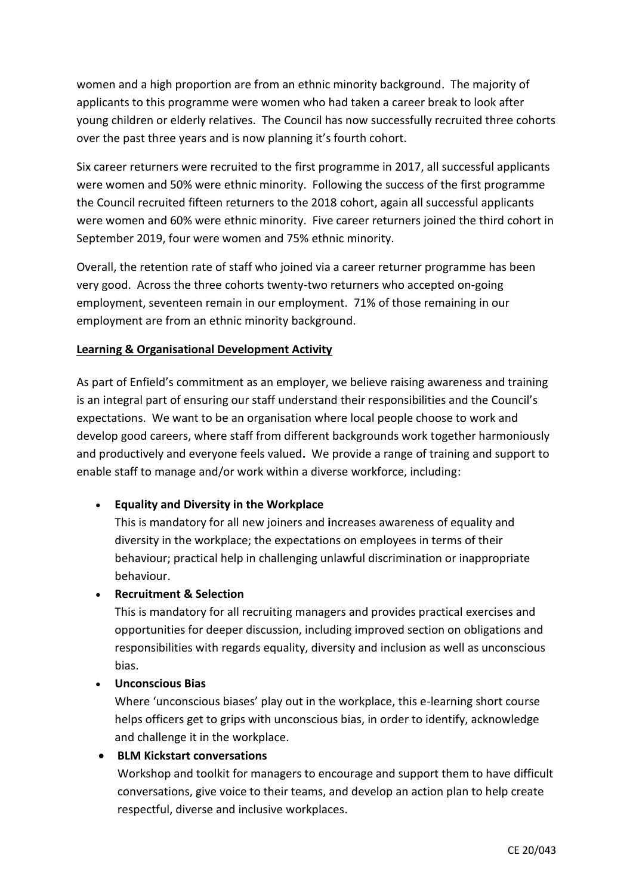women and a high proportion are from an ethnic minority background. The majority of applicants to this programme were women who had taken a career break to look after young children or elderly relatives. The Council has now successfully recruited three cohorts over the past three years and is now planning it's fourth cohort.

Six career returners were recruited to the first programme in 2017, all successful applicants were women and 50% were ethnic minority. Following the success of the first programme the Council recruited fifteen returners to the 2018 cohort, again all successful applicants were women and 60% were ethnic minority. Five career returners joined the third cohort in September 2019, four were women and 75% ethnic minority.

Overall, the retention rate of staff who joined via a career returner programme has been very good. Across the three cohorts twenty-two returners who accepted on-going employment, seventeen remain in our employment. 71% of those remaining in our employment are from an ethnic minority background.

**Learning & Organisational Development Activity**

As part of Enfield's commitment as an employer, we believe raising awareness and training is an integral part of ensuring our staff understand their responsibilities and the Council's expectations. We want to be an organisation where local people choose to work and develop good careers, where staff from different backgrounds work together harmoniously and productively and everyone feels valued. We provide a range of training and support to enable staff to manage and/or work within a diverse workforce, including:

- **Equality and Diversity in the Workplace**
  This is mandatory for all new joiners and increases awareness of equality and diversity in the workplace; the expectations on employees in terms of their behaviour; practical help in challenging unlawful discrimination or inappropriate behaviour.
- **Recruitment & Selection**
  This is mandatory for all recruiting managers and provides practical exercises and opportunities for deeper discussion, including improved section on obligations and responsibilities with regards equality, diversity and inclusion as well as unconscious bias.
- **Unconscious Bias**
  Where 'unconscious biases' play out in the workplace, this e-learning short course helps officers get to grips with unconscious bias, in order to identify, acknowledge and challenge it in the workplace.
- **BLM Kickstart conversations**
  Workshop and toolkit for managers to encourage and support them to have difficult conversations, give voice to their teams, and develop an action plan to help create respectful, diverse and inclusive workplaces.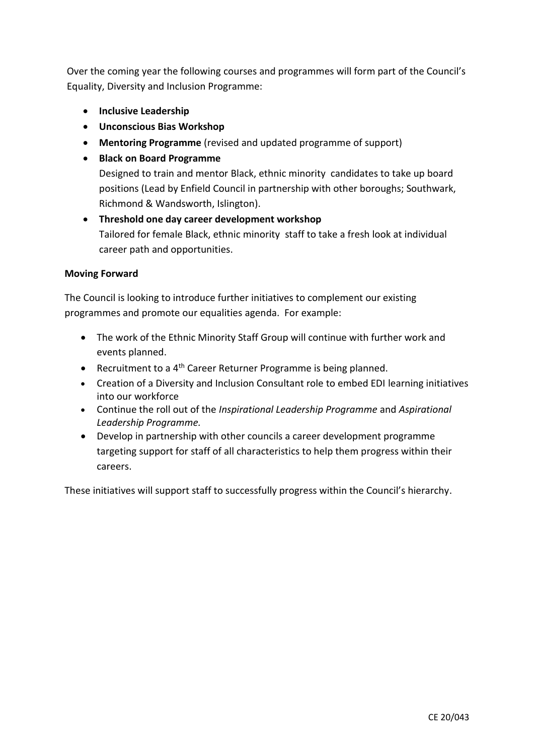Over the coming year the following courses and programmes will form part of the Council's Equality, Diversity and Inclusion Programme:

- **Inclusive Leadership**
- **Unconscious Bias Workshop**
- **Mentoring Programme** (revised and updated programme of support)
- **Black on Board Programme**
  Designed to train and mentor Black, ethnic minority candidates to take up board positions (Lead by Enfield Council in partnership with other boroughs; Southwark, Richmond & Wandsworth, Islington).
- **Threshold one day career development workshop**
  Tailored for female Black, ethnic minority staff to take a fresh look at individual career path and opportunities.

**Moving Forward**

The Council is looking to introduce further initiatives to complement our existing programmes and promote our equalities agenda. For example:

- The work of the Ethnic Minority Staff Group will continue with further work and events planned.
- Recruitment to a 4th Career Returner Programme is being planned.
- Creation of a Diversity and Inclusion Consultant role to embed EDI learning initiatives into our workforce
- Continue the roll out of the *Inspirational Leadership Programme* and *Aspirational Leadership Programme.*
- Develop in partnership with other councils a career development programme targeting support for staff of all characteristics to help them progress within their careers.

These initiatives will support staff to successfully progress within the Council's hierarchy.

CE 20/043